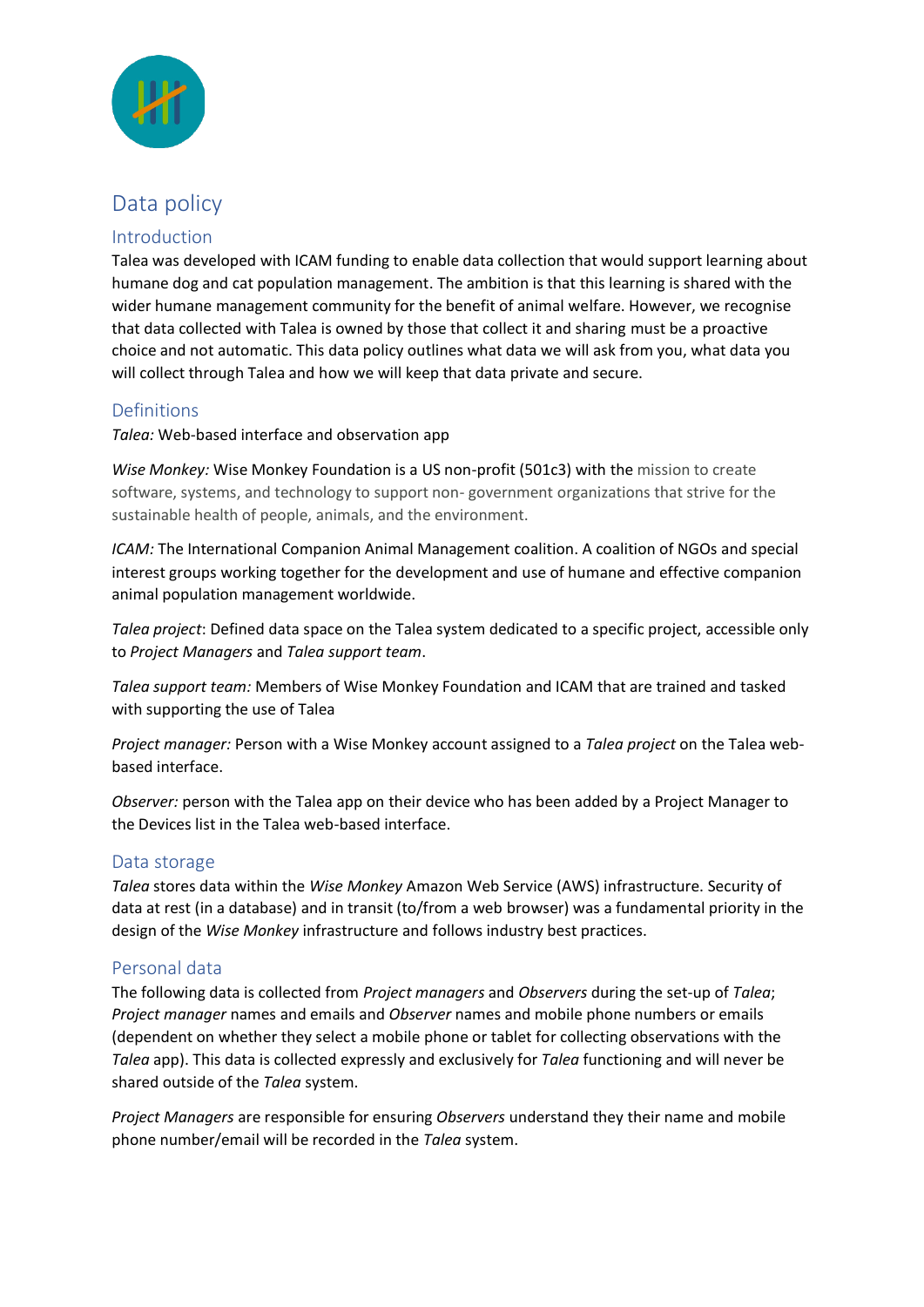# Data policy

## Introduction

Talea was developed with ICAM funding to enable data collection that would support learning about humane dog and cat population management. The ambition is that this learning is shared with the wider humane management community for the benefit of animal welfare. However, we recognise that data collected with Talea is owned by those that collect it and sharing must be a proactive choice and not automatic. This data policy outlines what data we will ask from you, what data you will collect through Talea and how we will keep that data private and secure.

## Definitions

*Talea:* Web-based interface and observation app

*Wise Monkey:* Wise Monkey Foundation is a US non-profit (501c3) with the mission to create software, systems, and technology to support non- government organizations that strive for the sustainable health of people, animals, and the environment.

*ICAM:* The International Companion Animal Management coalition. A coalition of NGOs and special interest groups working together for the development and use of humane and effective companion animal population management worldwide.

*Talea project*: Defined data space on the Talea system dedicated to a specific project, accessible only to *Project Managers* and *Talea support team*.

*Talea support team:* Members of Wise Monkey Foundation and ICAM that are trained and tasked with supporting the use of Talea

*Project manager:* Person with a Wise Monkey account assigned to a *Talea project* on the Talea web-based interface.

*Observer:* person with the Talea app on their device who has been added by a Project Manager to the Devices list in the Talea web-based interface.

## Data storage

*Talea* stores data within the *Wise Monkey* Amazon Web Service (AWS) infrastructure. Security of data at rest (in a database) and in transit (to/from a web browser) was a fundamental priority in the design of the *Wise Monkey* infrastructure and follows industry best practices.

## Personal data

The following data is collected from *Project managers* and *Observers* during the set-up of *Talea*; *Project manager* names and emails and *Observer* names and mobile phone numbers or emails (dependent on whether they select a mobile phone or tablet for collecting observations with the *Talea* app). This data is collected expressly and exclusively for *Talea* functioning and will never be shared outside of the *Talea* system.

*Project Managers* are responsible for ensuring *Observers* understand they their name and mobile phone number/email will be recorded in the *Talea* system.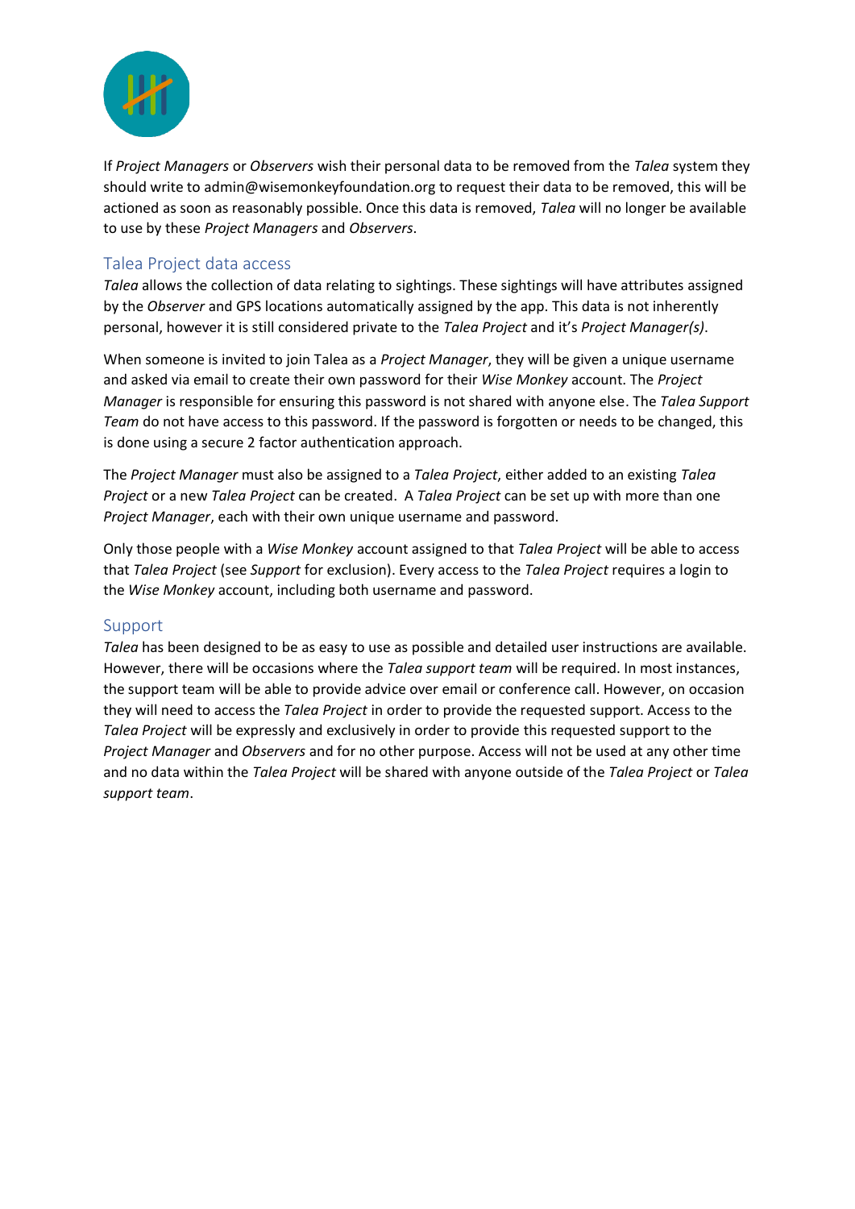If *Project Managers* or *Observers* wish their personal data to be removed from the *Talea* system they should write to admin@wisemonkeyfoundation.org to request their data to be removed, this will be actioned as soon as reasonably possible. Once this data is removed, *Talea* will no longer be available to use by these *Project Managers* and *Observers*.

## Talea Project data access

*Talea* allows the collection of data relating to sightings. These sightings will have attributes assigned by the *Observer* and GPS locations automatically assigned by the app. This data is not inherently personal, however it is still considered private to the *Talea Project* and it's *Project Manager(s)*.

When someone is invited to join Talea as a *Project Manager*, they will be given a unique username and asked via email to create their own password for their *Wise Monkey* account. The *Project Manager* is responsible for ensuring this password is not shared with anyone else. The *Talea Support Team* do not have access to this password. If the password is forgotten or needs to be changed, this is done using a secure 2 factor authentication approach.

The *Project Manager* must also be assigned to a *Talea Project*, either added to an existing *Talea Project* or a new *Talea Project* can be created. A *Talea Project* can be set up with more than one *Project Manager*, each with their own unique username and password.

Only those people with a *Wise Monkey* account assigned to that *Talea Project* will be able to access that *Talea Project* (see *Support* for exclusion). Every access to the *Talea Project* requires a login to the *Wise Monkey* account, including both username and password.

## Support

*Talea* has been designed to be as easy to use as possible and detailed user instructions are available. However, there will be occasions where the *Talea support team* will be required. In most instances, the support team will be able to provide advice over email or conference call. However, on occasion they will need to access the *Talea Project* in order to provide the requested support. Access to the *Talea Project* will be expressly and exclusively in order to provide this requested support to the *Project Manager* and *Observers* and for no other purpose. Access will not be used at any other time and no data within the *Talea Project* will be shared with anyone outside of the *Talea Project* or *Talea support team*.